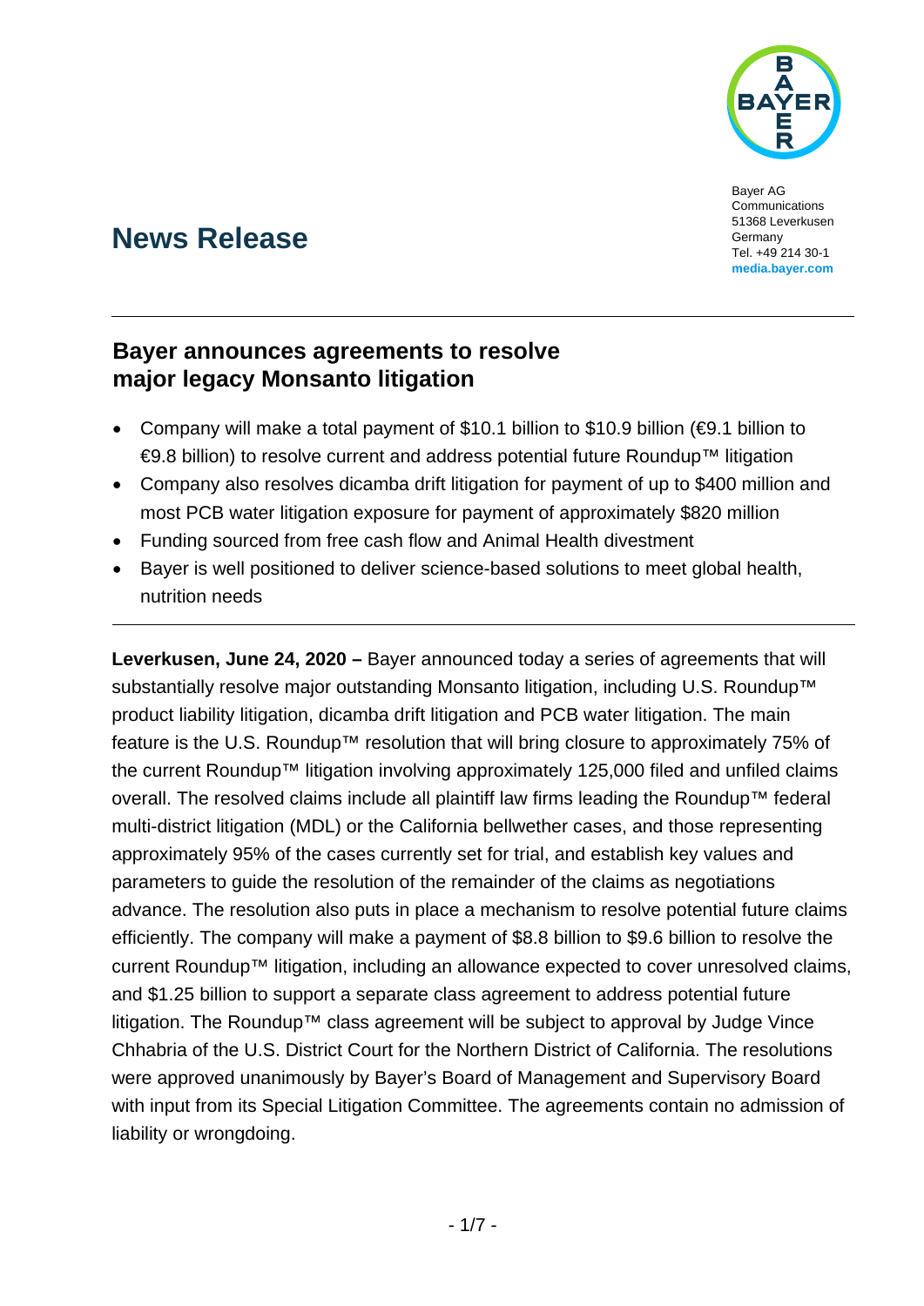Bayer AG
Communications
51368 Leverkusen
Germany
Tel. +49 214 30-1
**media.bayer.com**

# News Release

## Bayer announces agreements to resolve major legacy Monsanto litigation

- Company will make a total payment of $10.1 billion to $10.9 billion (€9.1 billion to €9.8 billion) to resolve current and address potential future Roundup™ litigation
- Company also resolves dicamba drift litigation for payment of up to $400 million and most PCB water litigation exposure for payment of approximately $820 million
- Funding sourced from free cash flow and Animal Health divestment
- Bayer is well positioned to deliver science-based solutions to meet global health, nutrition needs

**Leverkusen, June 24, 2020 –** Bayer announced today a series of agreements that will substantially resolve major outstanding Monsanto litigation, including U.S. Roundup™ product liability litigation, dicamba drift litigation and PCB water litigation. The main feature is the U.S. Roundup™ resolution that will bring closure to approximately 75% of the current Roundup™ litigation involving approximately 125,000 filed and unfiled claims overall. The resolved claims include all plaintiff law firms leading the Roundup™ federal multi-district litigation (MDL) or the California bellwether cases, and those representing approximately 95% of the cases currently set for trial, and establish key values and parameters to guide the resolution of the remainder of the claims as negotiations advance. The resolution also puts in place a mechanism to resolve potential future claims efficiently. The company will make a payment of $8.8 billion to $9.6 billion to resolve the current Roundup™ litigation, including an allowance expected to cover unresolved claims, and $1.25 billion to support a separate class agreement to address potential future litigation. The Roundup™ class agreement will be subject to approval by Judge Vince Chhabria of the U.S. District Court for the Northern District of California. The resolutions were approved unanimously by Bayer's Board of Management and Supervisory Board with input from its Special Litigation Committee. The agreements contain no admission of liability or wrongdoing.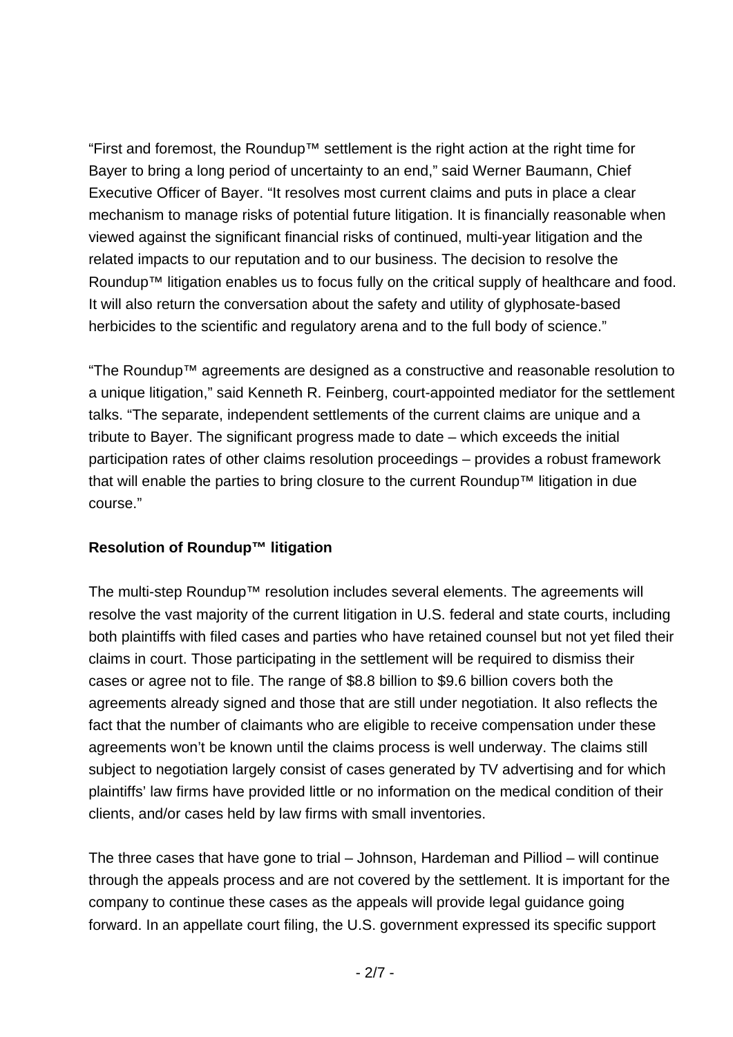“First and foremost, the Roundup™ settlement is the right action at the right time for Bayer to bring a long period of uncertainty to an end,” said Werner Baumann, Chief Executive Officer of Bayer. “It resolves most current claims and puts in place a clear mechanism to manage risks of potential future litigation. It is financially reasonable when viewed against the significant financial risks of continued, multi-year litigation and the related impacts to our reputation and to our business. The decision to resolve the Roundup™ litigation enables us to focus fully on the critical supply of healthcare and food. It will also return the conversation about the safety and utility of glyphosate-based herbicides to the scientific and regulatory arena and to the full body of science.”

“The Roundup™ agreements are designed as a constructive and reasonable resolution to a unique litigation,” said Kenneth R. Feinberg, court-appointed mediator for the settlement talks. “The separate, independent settlements of the current claims are unique and a tribute to Bayer. The significant progress made to date – which exceeds the initial participation rates of other claims resolution proceedings – provides a robust framework that will enable the parties to bring closure to the current Roundup™ litigation in due course.”

**Resolution of Roundup™ litigation**

The multi-step Roundup™ resolution includes several elements. The agreements will resolve the vast majority of the current litigation in U.S. federal and state courts, including both plaintiffs with filed cases and parties who have retained counsel but not yet filed their claims in court. Those participating in the settlement will be required to dismiss their cases or agree not to file. The range of $8.8 billion to $9.6 billion covers both the agreements already signed and those that are still under negotiation. It also reflects the fact that the number of claimants who are eligible to receive compensation under these agreements won’t be known until the claims process is well underway. The claims still subject to negotiation largely consist of cases generated by TV advertising and for which plaintiffs’ law firms have provided little or no information on the medical condition of their clients, and/or cases held by law firms with small inventories.

The three cases that have gone to trial – Johnson, Hardeman and Pilliod – will continue through the appeals process and are not covered by the settlement. It is important for the company to continue these cases as the appeals will provide legal guidance going forward. In an appellate court filing, the U.S. government expressed its specific support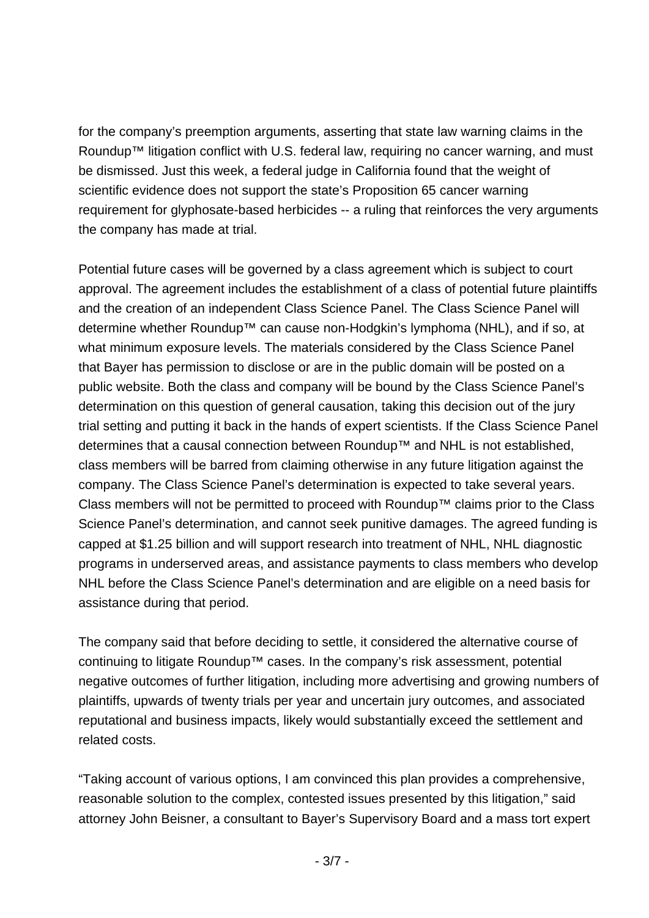for the company's preemption arguments, asserting that state law warning claims in the Roundup™ litigation conflict with U.S. federal law, requiring no cancer warning, and must be dismissed. Just this week, a federal judge in California found that the weight of scientific evidence does not support the state's Proposition 65 cancer warning requirement for glyphosate-based herbicides -- a ruling that reinforces the very arguments the company has made at trial.

Potential future cases will be governed by a class agreement which is subject to court approval. The agreement includes the establishment of a class of potential future plaintiffs and the creation of an independent Class Science Panel. The Class Science Panel will determine whether Roundup™ can cause non-Hodgkin's lymphoma (NHL), and if so, at what minimum exposure levels. The materials considered by the Class Science Panel that Bayer has permission to disclose or are in the public domain will be posted on a public website. Both the class and company will be bound by the Class Science Panel's determination on this question of general causation, taking this decision out of the jury trial setting and putting it back in the hands of expert scientists. If the Class Science Panel determines that a causal connection between Roundup™ and NHL is not established, class members will be barred from claiming otherwise in any future litigation against the company. The Class Science Panel's determination is expected to take several years. Class members will not be permitted to proceed with Roundup™ claims prior to the Class Science Panel's determination, and cannot seek punitive damages. The agreed funding is capped at $1.25 billion and will support research into treatment of NHL, NHL diagnostic programs in underserved areas, and assistance payments to class members who develop NHL before the Class Science Panel's determination and are eligible on a need basis for assistance during that period.

The company said that before deciding to settle, it considered the alternative course of continuing to litigate Roundup™ cases. In the company's risk assessment, potential negative outcomes of further litigation, including more advertising and growing numbers of plaintiffs, upwards of twenty trials per year and uncertain jury outcomes, and associated reputational and business impacts, likely would substantially exceed the settlement and related costs.

"Taking account of various options, I am convinced this plan provides a comprehensive, reasonable solution to the complex, contested issues presented by this litigation," said attorney John Beisner, a consultant to Bayer's Supervisory Board and a mass tort expert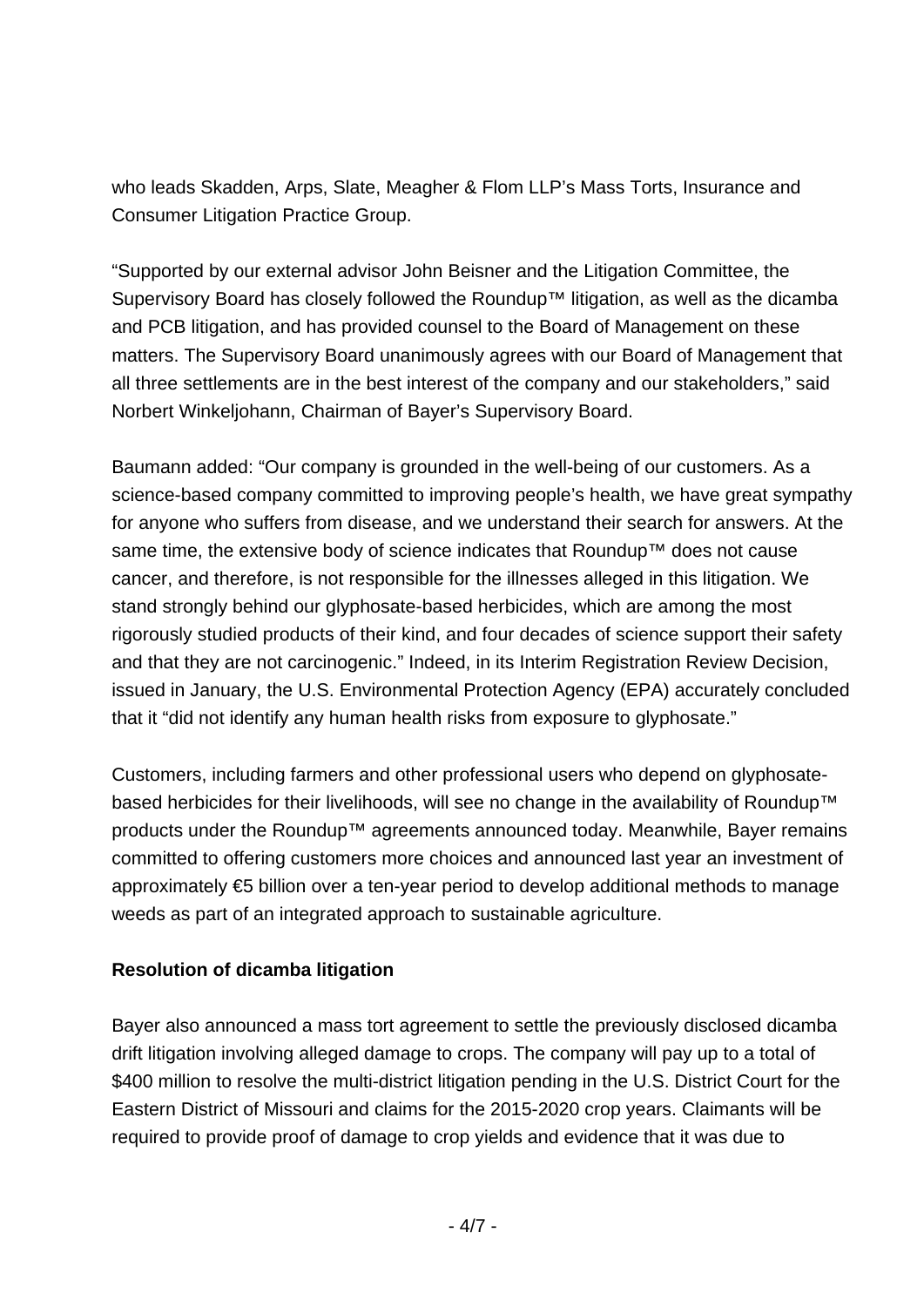who leads Skadden, Arps, Slate, Meagher & Flom LLP's Mass Torts, Insurance and Consumer Litigation Practice Group.

"Supported by our external advisor John Beisner and the Litigation Committee, the Supervisory Board has closely followed the Roundup™ litigation, as well as the dicamba and PCB litigation, and has provided counsel to the Board of Management on these matters. The Supervisory Board unanimously agrees with our Board of Management that all three settlements are in the best interest of the company and our stakeholders," said Norbert Winkeljohann, Chairman of Bayer's Supervisory Board.

Baumann added: "Our company is grounded in the well-being of our customers. As a science-based company committed to improving people's health, we have great sympathy for anyone who suffers from disease, and we understand their search for answers. At the same time, the extensive body of science indicates that Roundup™ does not cause cancer, and therefore, is not responsible for the illnesses alleged in this litigation. We stand strongly behind our glyphosate-based herbicides, which are among the most rigorously studied products of their kind, and four decades of science support their safety and that they are not carcinogenic." Indeed, in its Interim Registration Review Decision, issued in January, the U.S. Environmental Protection Agency (EPA) accurately concluded that it "did not identify any human health risks from exposure to glyphosate."

Customers, including farmers and other professional users who depend on glyphosate-based herbicides for their livelihoods, will see no change in the availability of Roundup™ products under the Roundup™ agreements announced today. Meanwhile, Bayer remains committed to offering customers more choices and announced last year an investment of approximately €5 billion over a ten-year period to develop additional methods to manage weeds as part of an integrated approach to sustainable agriculture.

**Resolution of dicamba litigation**

Bayer also announced a mass tort agreement to settle the previously disclosed dicamba drift litigation involving alleged damage to crops. The company will pay up to a total of $400 million to resolve the multi-district litigation pending in the U.S. District Court for the Eastern District of Missouri and claims for the 2015-2020 crop years. Claimants will be required to provide proof of damage to crop yields and evidence that it was due to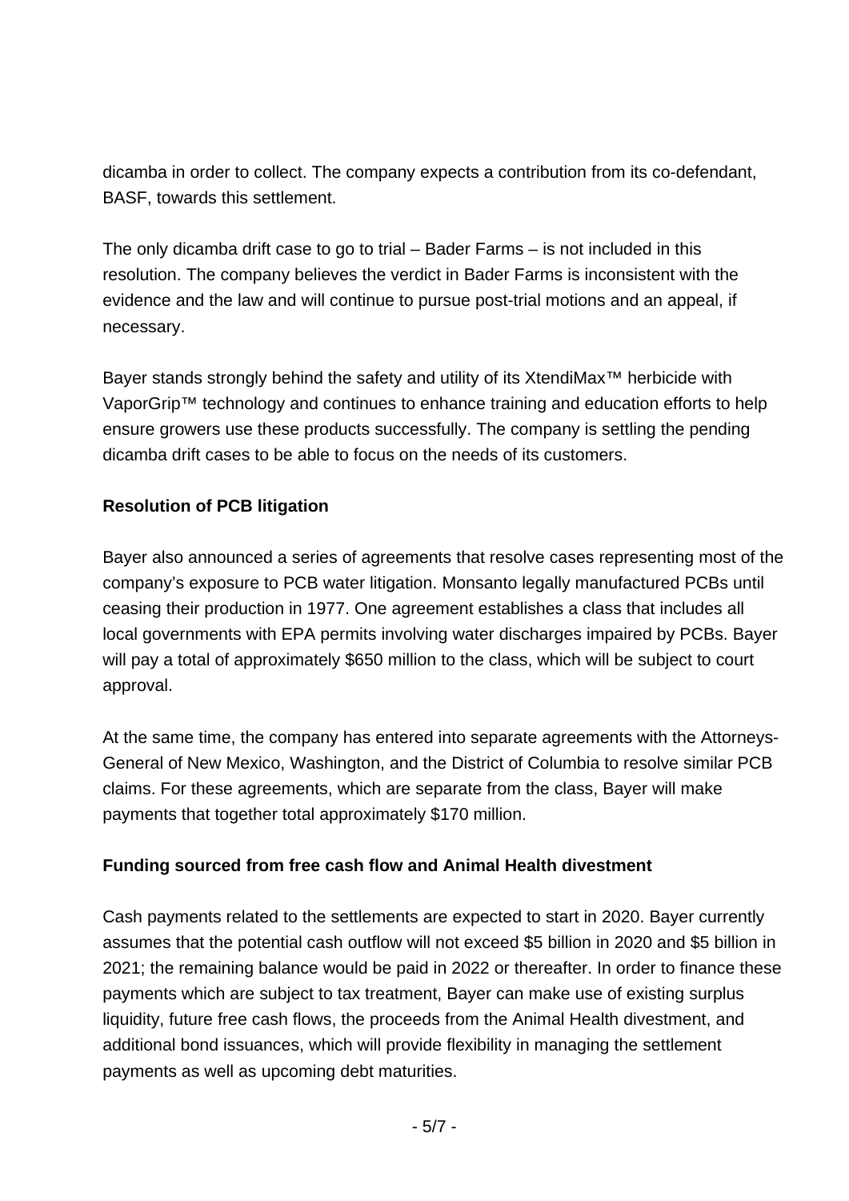dicamba in order to collect. The company expects a contribution from its co-defendant, BASF, towards this settlement.

The only dicamba drift case to go to trial – Bader Farms – is not included in this resolution. The company believes the verdict in Bader Farms is inconsistent with the evidence and the law and will continue to pursue post-trial motions and an appeal, if necessary.

Bayer stands strongly behind the safety and utility of its XtendiMax™ herbicide with VaporGrip™ technology and continues to enhance training and education efforts to help ensure growers use these products successfully. The company is settling the pending dicamba drift cases to be able to focus on the needs of its customers.

**Resolution of PCB litigation**

Bayer also announced a series of agreements that resolve cases representing most of the company's exposure to PCB water litigation. Monsanto legally manufactured PCBs until ceasing their production in 1977. One agreement establishes a class that includes all local governments with EPA permits involving water discharges impaired by PCBs. Bayer will pay a total of approximately $650 million to the class, which will be subject to court approval.

At the same time, the company has entered into separate agreements with the Attorneys-General of New Mexico, Washington, and the District of Columbia to resolve similar PCB claims. For these agreements, which are separate from the class, Bayer will make payments that together total approximately $170 million.

**Funding sourced from free cash flow and Animal Health divestment**

Cash payments related to the settlements are expected to start in 2020. Bayer currently assumes that the potential cash outflow will not exceed $5 billion in 2020 and $5 billion in 2021; the remaining balance would be paid in 2022 or thereafter. In order to finance these payments which are subject to tax treatment, Bayer can make use of existing surplus liquidity, future free cash flows, the proceeds from the Animal Health divestment, and additional bond issuances, which will provide flexibility in managing the settlement payments as well as upcoming debt maturities.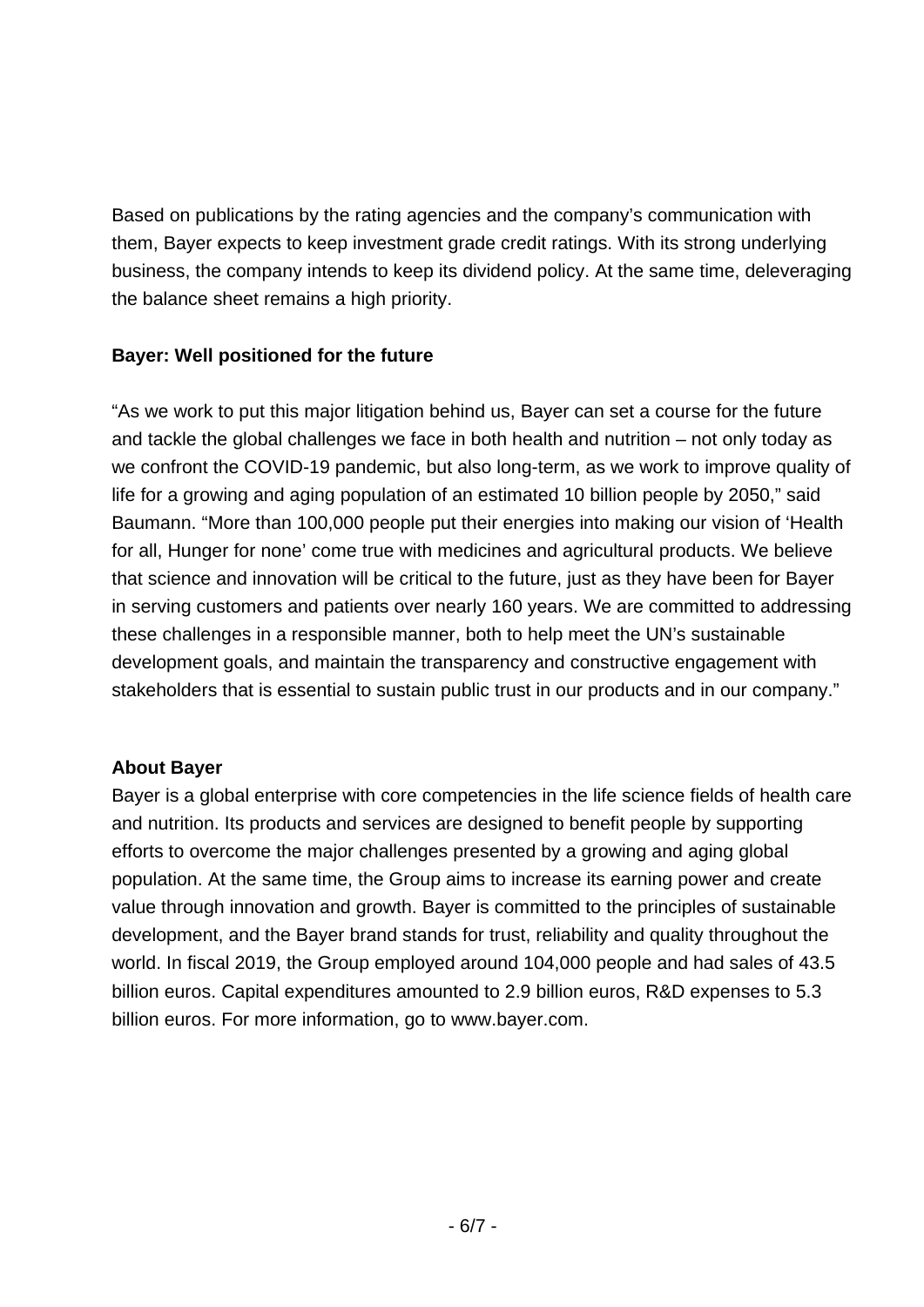Based on publications by the rating agencies and the company's communication with them, Bayer expects to keep investment grade credit ratings. With its strong underlying business, the company intends to keep its dividend policy. At the same time, deleveraging the balance sheet remains a high priority.

**Bayer: Well positioned for the future**

"As we work to put this major litigation behind us, Bayer can set a course for the future and tackle the global challenges we face in both health and nutrition – not only today as we confront the COVID-19 pandemic, but also long-term, as we work to improve quality of life for a growing and aging population of an estimated 10 billion people by 2050," said Baumann. "More than 100,000 people put their energies into making our vision of 'Health for all, Hunger for none' come true with medicines and agricultural products. We believe that science and innovation will be critical to the future, just as they have been for Bayer in serving customers and patients over nearly 160 years. We are committed to addressing these challenges in a responsible manner, both to help meet the UN's sustainable development goals, and maintain the transparency and constructive engagement with stakeholders that is essential to sustain public trust in our products and in our company."

**About Bayer**

Bayer is a global enterprise with core competencies in the life science fields of health care and nutrition. Its products and services are designed to benefit people by supporting efforts to overcome the major challenges presented by a growing and aging global population. At the same time, the Group aims to increase its earning power and create value through innovation and growth. Bayer is committed to the principles of sustainable development, and the Bayer brand stands for trust, reliability and quality throughout the world. In fiscal 2019, the Group employed around 104,000 people and had sales of 43.5 billion euros. Capital expenditures amounted to 2.9 billion euros, R&D expenses to 5.3 billion euros. For more information, go to www.bayer.com.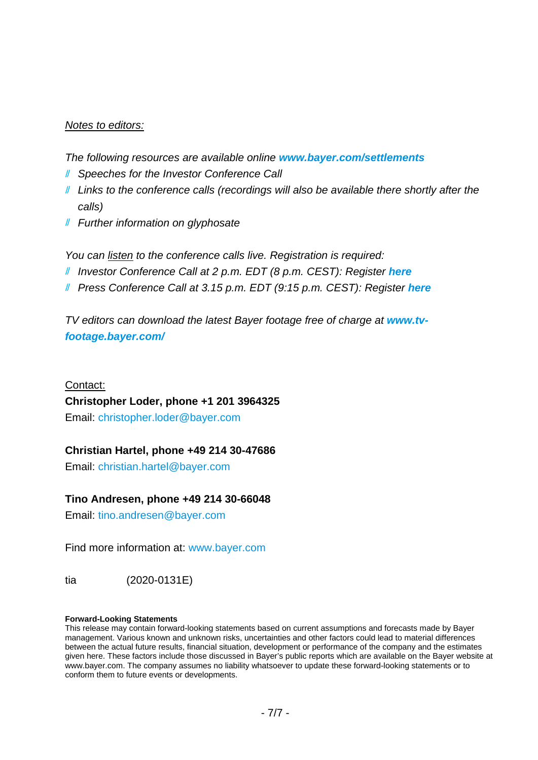*Notes to editors:*

*The following resources are available online **www.bayer.com/settlements***

- *Speeches for the Investor Conference Call*
- *Links to the conference calls (recordings will also be available there shortly after the calls)*
- *Further information on glyphosate*

*You can listen to the conference calls live. Registration is required:*

- *Investor Conference Call at 2 p.m. EDT (8 p.m. CEST): Register **here***
- *Press Conference Call at 3.15 p.m. EDT (9:15 p.m. CEST): Register **here***

*TV editors can download the latest Bayer footage free of charge at **www.tv-footage.bayer.com/***

Contact:

**Christopher Loder, phone +1 201 3964325**
Email: christopher.loder@bayer.com

**Christian Hartel, phone +49 214 30-47686**
Email: christian.hartel@bayer.com

**Tino Andresen, phone +49 214 30-66048**
Email: tino.andresen@bayer.com

Find more information at: www.bayer.com

tia (2020-0131E)

**Forward-Looking Statements**
This release may contain forward-looking statements based on current assumptions and forecasts made by Bayer management. Various known and unknown risks, uncertainties and other factors could lead to material differences between the actual future results, financial situation, development or performance of the company and the estimates given here. These factors include those discussed in Bayer's public reports which are available on the Bayer website at www.bayer.com. The company assumes no liability whatsoever to update these forward-looking statements or to conform them to future events or developments.